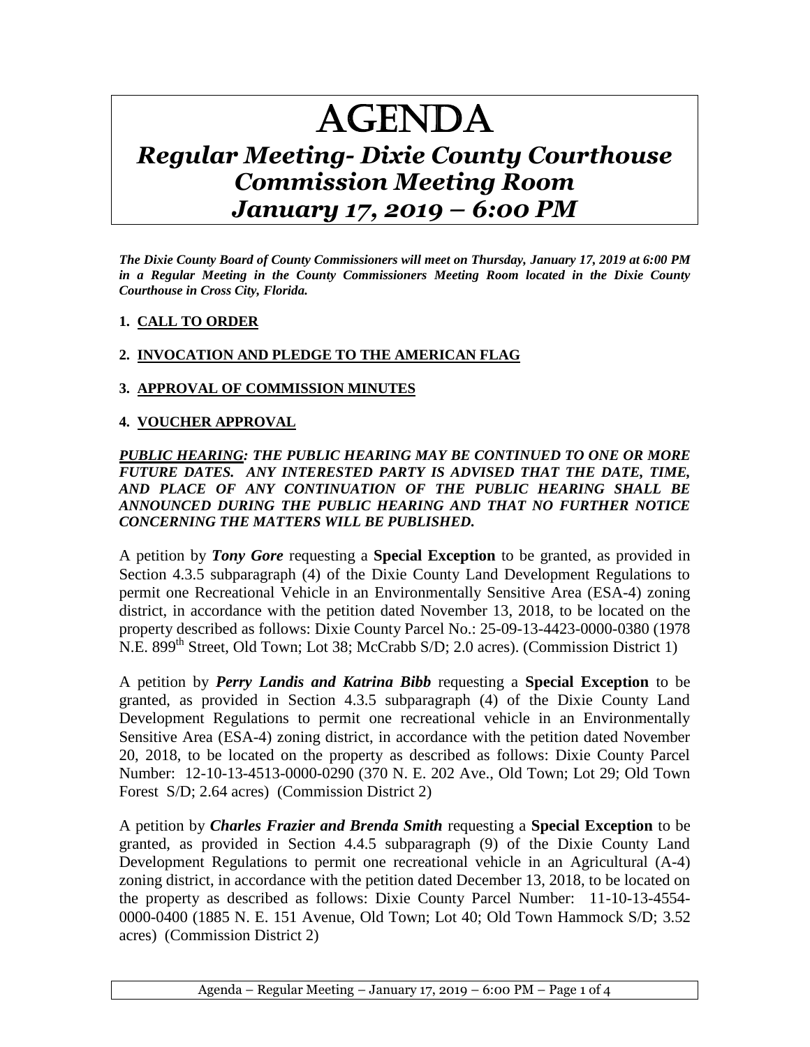# AGENDA

## *Regular Meeting- Dixie County Courthouse Commission Meeting Room January 17, 2019 – 6:00 PM*

***The Dixie County Board of County Commissioners will meet on Thursday, January 17, 2019 at 6:00 PM in a Regular Meeting in the County Commissioners Meeting Room located in the Dixie County Courthouse in Cross City, Florida.***

**1. CALL TO ORDER**

**2. INVOCATION AND PLEDGE TO THE AMERICAN FLAG**

**3. APPROVAL OF COMMISSION MINUTES**

**4. VOUCHER APPROVAL**

***PUBLIC HEARING: THE PUBLIC HEARING MAY BE CONTINUED TO ONE OR MORE FUTURE DATES. ANY INTERESTED PARTY IS ADVISED THAT THE DATE, TIME, AND PLACE OF ANY CONTINUATION OF THE PUBLIC HEARING SHALL BE ANNOUNCED DURING THE PUBLIC HEARING AND THAT NO FURTHER NOTICE CONCERNING THE MATTERS WILL BE PUBLISHED.***

A petition by ***Tony Gore*** requesting a **Special Exception** to be granted, as provided in Section 4.3.5 subparagraph (4) of the Dixie County Land Development Regulations to permit one Recreational Vehicle in an Environmentally Sensitive Area (ESA-4) zoning district, in accordance with the petition dated November 13, 2018, to be located on the property described as follows: Dixie County Parcel No.: 25-09-13-4423-0000-0380 (1978 N.E. 899th Street, Old Town; Lot 38; McCrabb S/D; 2.0 acres). (Commission District 1)

A petition by ***Perry Landis and Katrina Bibb*** requesting a **Special Exception** to be granted, as provided in Section 4.3.5 subparagraph (4) of the Dixie County Land Development Regulations to permit one recreational vehicle in an Environmentally Sensitive Area (ESA-4) zoning district, in accordance with the petition dated November 20, 2018, to be located on the property as described as follows: Dixie County Parcel Number: 12-10-13-4513-0000-0290 (370 N. E. 202 Ave., Old Town; Lot 29; Old Town Forest S/D; 2.64 acres) (Commission District 2)

A petition by ***Charles Frazier and Brenda Smith*** requesting a **Special Exception** to be granted, as provided in Section 4.4.5 subparagraph (9) of the Dixie County Land Development Regulations to permit one recreational vehicle in an Agricultural (A-4) zoning district, in accordance with the petition dated December 13, 2018, to be located on the property as described as follows: Dixie County Parcel Number: 11-10-13-4554-0000-0400 (1885 N. E. 151 Avenue, Old Town; Lot 40; Old Town Hammock S/D; 3.52 acres) (Commission District 2)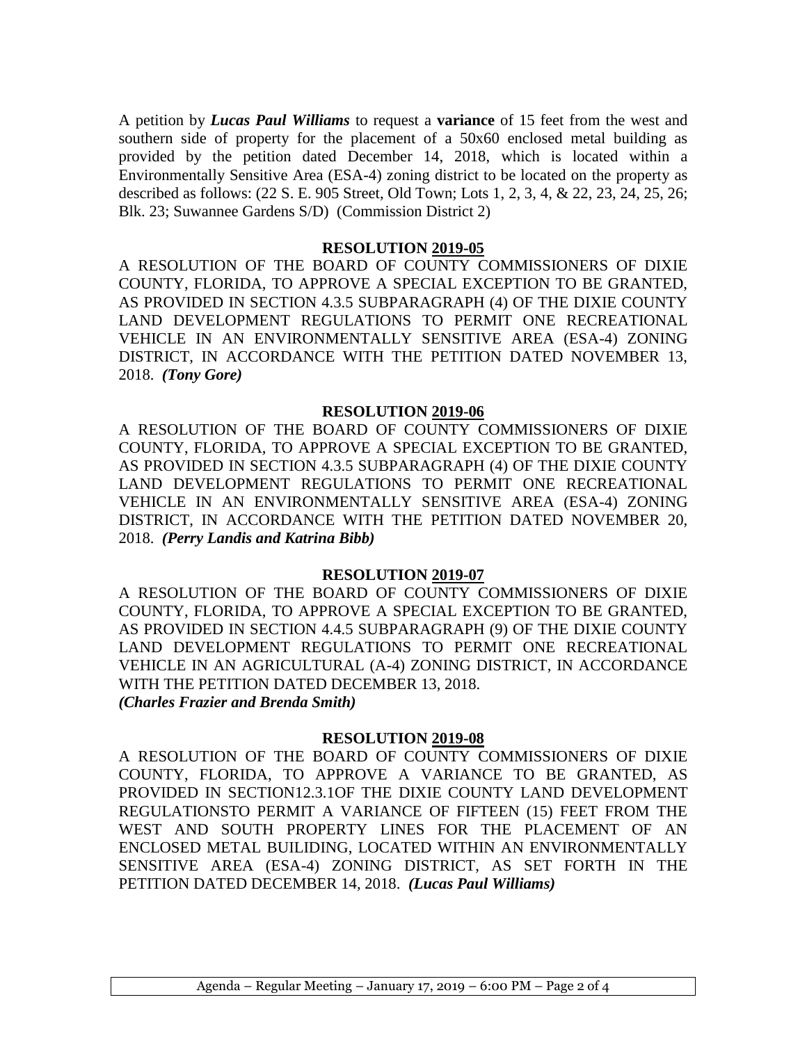A petition by ***Lucas Paul Williams*** to request a **variance** of 15 feet from the west and southern side of property for the placement of a 50x60 enclosed metal building as provided by the petition dated December 14, 2018, which is located within a Environmentally Sensitive Area (ESA-4) zoning district to be located on the property as described as follows: (22 S. E. 905 Street, Old Town; Lots 1, 2, 3, 4, & 22, 23, 24, 25, 26; Blk. 23; Suwannee Gardens S/D) (Commission District 2)

**RESOLUTION 2019-05**

A RESOLUTION OF THE BOARD OF COUNTY COMMISSIONERS OF DIXIE COUNTY, FLORIDA, TO APPROVE A SPECIAL EXCEPTION TO BE GRANTED, AS PROVIDED IN SECTION 4.3.5 SUBPARAGRAPH (4) OF THE DIXIE COUNTY LAND DEVELOPMENT REGULATIONS TO PERMIT ONE RECREATIONAL VEHICLE IN AN ENVIRONMENTALLY SENSITIVE AREA (ESA-4) ZONING DISTRICT, IN ACCORDANCE WITH THE PETITION DATED NOVEMBER 13, 2018. ***(Tony Gore)***

**RESOLUTION 2019-06**

A RESOLUTION OF THE BOARD OF COUNTY COMMISSIONERS OF DIXIE COUNTY, FLORIDA, TO APPROVE A SPECIAL EXCEPTION TO BE GRANTED, AS PROVIDED IN SECTION 4.3.5 SUBPARAGRAPH (4) OF THE DIXIE COUNTY LAND DEVELOPMENT REGULATIONS TO PERMIT ONE RECREATIONAL VEHICLE IN AN ENVIRONMENTALLY SENSITIVE AREA (ESA-4) ZONING DISTRICT, IN ACCORDANCE WITH THE PETITION DATED NOVEMBER 20, 2018. ***(Perry Landis and Katrina Bibb)***

**RESOLUTION 2019-07**

A RESOLUTION OF THE BOARD OF COUNTY COMMISSIONERS OF DIXIE COUNTY, FLORIDA, TO APPROVE A SPECIAL EXCEPTION TO BE GRANTED, AS PROVIDED IN SECTION 4.4.5 SUBPARAGRAPH (9) OF THE DIXIE COUNTY LAND DEVELOPMENT REGULATIONS TO PERMIT ONE RECREATIONAL VEHICLE IN AN AGRICULTURAL (A-4) ZONING DISTRICT, IN ACCORDANCE WITH THE PETITION DATED DECEMBER 13, 2018.
***(Charles Frazier and Brenda Smith)***

**RESOLUTION 2019-08**

A RESOLUTION OF THE BOARD OF COUNTY COMMISSIONERS OF DIXIE COUNTY, FLORIDA, TO APPROVE A VARIANCE TO BE GRANTED, AS PROVIDED IN SECTION12.3.1OF THE DIXIE COUNTY LAND DEVELOPMENT REGULATIONSTO PERMIT A VARIANCE OF FIFTEEN (15) FEET FROM THE WEST AND SOUTH PROPERTY LINES FOR THE PLACEMENT OF AN ENCLOSED METAL BUILIDING, LOCATED WITHIN AN ENVIRONMENTALLY SENSITIVE AREA (ESA-4) ZONING DISTRICT, AS SET FORTH IN THE PETITION DATED DECEMBER 14, 2018. ***(Lucas Paul Williams)***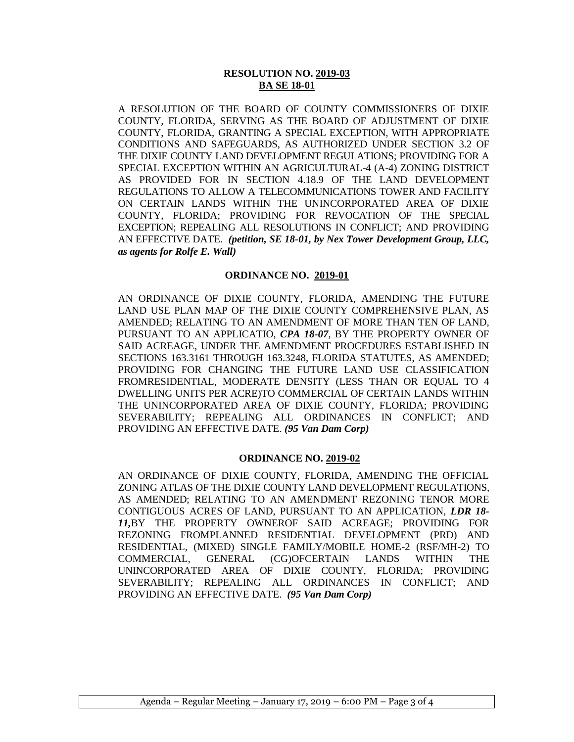**RESOLUTION NO. 2019-03**
**BA SE 18-01**

A RESOLUTION OF THE BOARD OF COUNTY COMMISSIONERS OF DIXIE COUNTY, FLORIDA, SERVING AS THE BOARD OF ADJUSTMENT OF DIXIE COUNTY, FLORIDA, GRANTING A SPECIAL EXCEPTION, WITH APPROPRIATE CONDITIONS AND SAFEGUARDS, AS AUTHORIZED UNDER SECTION 3.2 OF THE DIXIE COUNTY LAND DEVELOPMENT REGULATIONS; PROVIDING FOR A SPECIAL EXCEPTION WITHIN AN AGRICULTURAL-4 (A-4) ZONING DISTRICT AS PROVIDED FOR IN SECTION 4.18.9 OF THE LAND DEVELOPMENT REGULATIONS TO ALLOW A TELECOMMUNICATIONS TOWER AND FACILITY ON CERTAIN LANDS WITHIN THE UNINCORPORATED AREA OF DIXIE COUNTY, FLORIDA; PROVIDING FOR REVOCATION OF THE SPECIAL EXCEPTION; REPEALING ALL RESOLUTIONS IN CONFLICT; AND PROVIDING AN EFFECTIVE DATE. ***(petition, SE 18-01, by Nex Tower Development Group, LLC, as agents for Rolfe E. Wall)***

**ORDINANCE NO. 2019-01**

AN ORDINANCE OF DIXIE COUNTY, FLORIDA, AMENDING THE FUTURE LAND USE PLAN MAP OF THE DIXIE COUNTY COMPREHENSIVE PLAN, AS AMENDED; RELATING TO AN AMENDMENT OF MORE THAN TEN OF LAND, PURSUANT TO AN APPLICATIO, ***CPA 18-07***, BY THE PROPERTY OWNER OF SAID ACREAGE, UNDER THE AMENDMENT PROCEDURES ESTABLISHED IN SECTIONS 163.3161 THROUGH 163.3248, FLORIDA STATUTES, AS AMENDED; PROVIDING FOR CHANGING THE FUTURE LAND USE CLASSIFICATION FROMRESIDENTIAL, MODERATE DENSITY (LESS THAN OR EQUAL TO 4 DWELLING UNITS PER ACRE)TO COMMERCIAL OF CERTAIN LANDS WITHIN THE UNINCORPORATED AREA OF DIXIE COUNTY, FLORIDA; PROVIDING SEVERABILITY; REPEALING ALL ORDINANCES IN CONFLICT; AND PROVIDING AN EFFECTIVE DATE. ***(95 Van Dam Corp)***

**ORDINANCE NO. 2019-02**

AN ORDINANCE OF DIXIE COUNTY, FLORIDA, AMENDING THE OFFICIAL ZONING ATLAS OF THE DIXIE COUNTY LAND DEVELOPMENT REGULATIONS, AS AMENDED; RELATING TO AN AMENDMENT REZONING TENOR MORE CONTIGUOUS ACRES OF LAND, PURSUANT TO AN APPLICATION, ***LDR 18-11,***BY THE PROPERTY OWNEROF SAID ACREAGE; PROVIDING FOR REZONING FROMPLANNED RESIDENTIAL DEVELOPMENT (PRD) AND RESIDENTIAL, (MIXED) SINGLE FAMILY/MOBILE HOME-2 (RSF/MH-2) TO COMMERCIAL, GENERAL (CG)OFCERTAIN LANDS WITHIN THE UNINCORPORATED AREA OF DIXIE COUNTY, FLORIDA; PROVIDING SEVERABILITY; REPEALING ALL ORDINANCES IN CONFLICT; AND PROVIDING AN EFFECTIVE DATE. ***(95 Van Dam Corp)***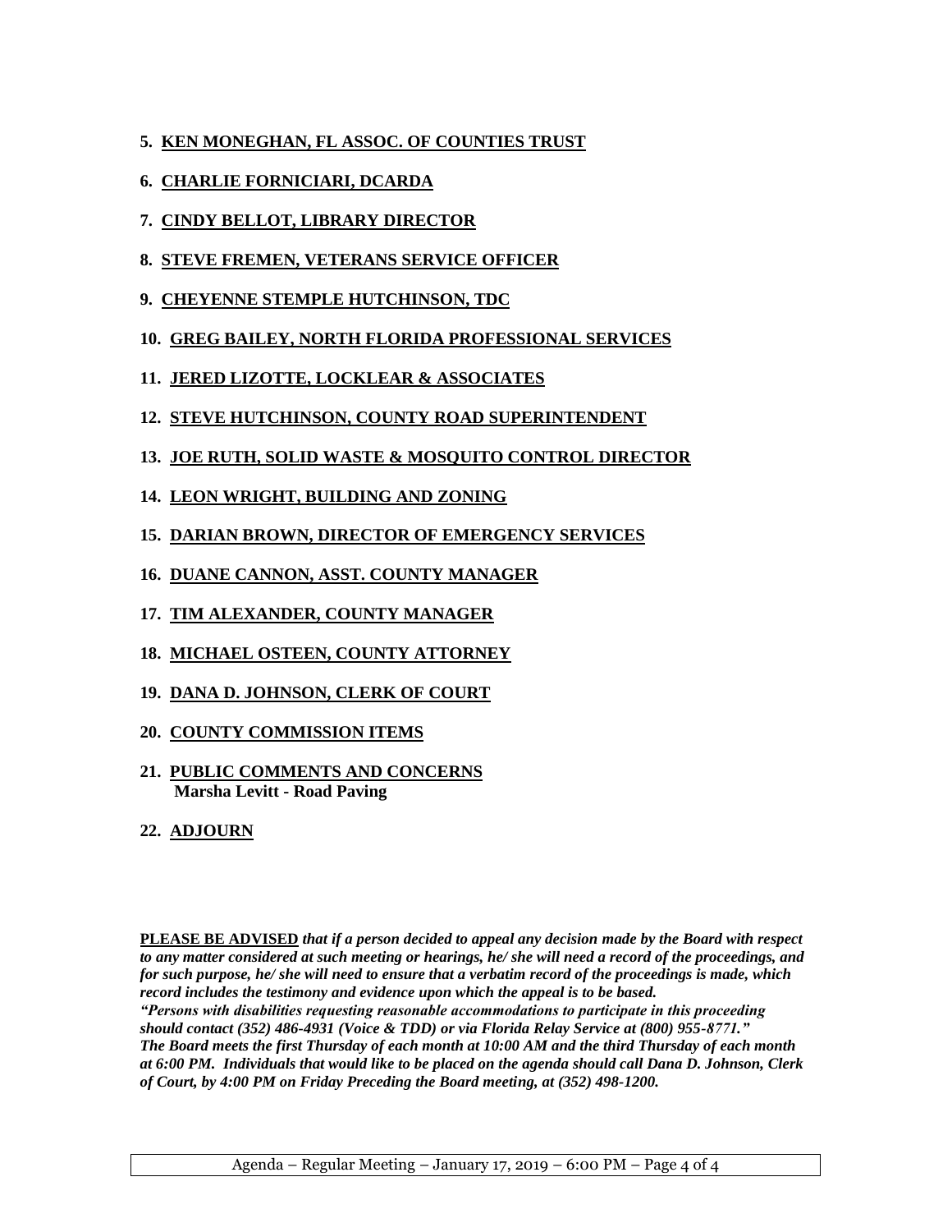5. **<u>KEN MONEGHAN, FL ASSOC. OF COUNTIES TRUST</u>**

6. **<u>CHARLIE FORNICIARI, DCARDA</u>**

7. **<u>CINDY BELLOT, LIBRARY DIRECTOR</u>**

8. **<u>STEVE FREMEN, VETERANS SERVICE OFFICER</u>**

9. **<u>CHEYENNE STEMPLE HUTCHINSON, TDC</u>**

10. **<u>GREG BAILEY, NORTH FLORIDA PROFESSIONAL SERVICES</u>**

11. **<u>JERED LIZOTTE, LOCKLEAR & ASSOCIATES</u>**

12. **<u>STEVE HUTCHINSON, COUNTY ROAD SUPERINTENDENT</u>**

13. **<u>JOE RUTH, SOLID WASTE & MOSQUITO CONTROL DIRECTOR</u>**

14. **<u>LEON WRIGHT, BUILDING AND ZONING</u>**

15. **<u>DARIAN BROWN, DIRECTOR OF EMERGENCY SERVICES</u>**

16. **<u>DUANE CANNON, ASST. COUNTY MANAGER</u>**

17. **<u>TIM ALEXANDER, COUNTY MANAGER</u>**

18. **<u>MICHAEL OSTEEN, COUNTY ATTORNEY</u>**

19. **<u>DANA D. JOHNSON, CLERK OF COURT</u>**

20. **<u>COUNTY COMMISSION ITEMS</u>**

21. **<u>PUBLIC COMMENTS AND CONCERNS</u>**
    **Marsha Levitt - Road Paving**

22. **<u>ADJOURN</u>**

**<u>PLEASE BE ADVISED</u>** ***that if a person decided to appeal any decision made by the Board with respect to any matter considered at such meeting or hearings, he/ she will need a record of the proceedings, and for such purpose, he/ she will need to ensure that a verbatim record of the proceedings is made, which record includes the testimony and evidence upon which the appeal is to be based.***
***"Persons with disabilities requesting reasonable accommodations to participate in this proceeding should contact (352) 486-4931 (Voice & TDD) or via Florida Relay Service at (800) 955-8771."***
***The Board meets the first Thursday of each month at 10:00 AM and the third Thursday of each month at 6:00 PM. Individuals that would like to be placed on the agenda should call Dana D. Johnson, Clerk of Court, by 4:00 PM on Friday Preceding the Board meeting, at (352) 498-1200.***